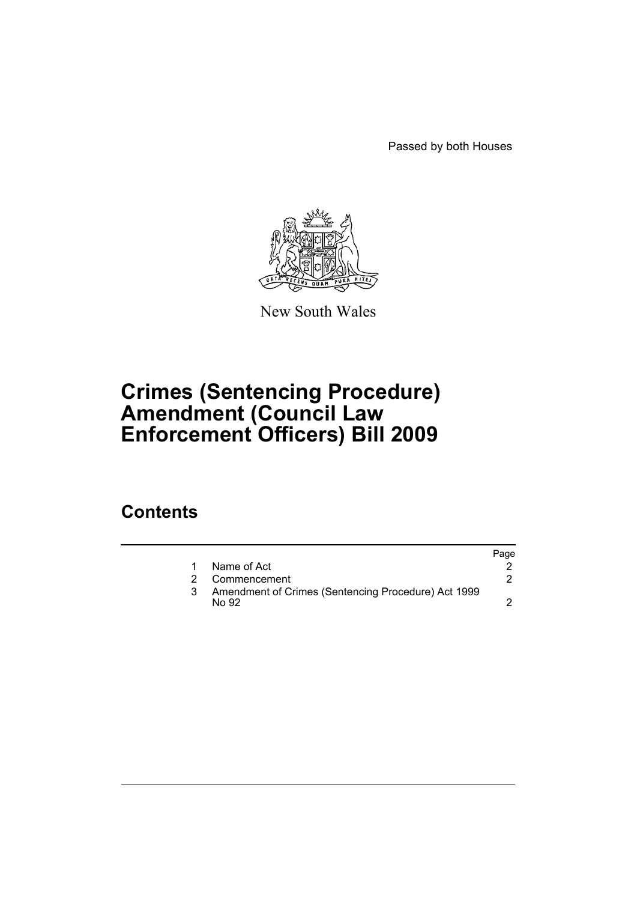Passed by both Houses

New South Wales

# Crimes (Sentencing Procedure) Amendment (Council Law Enforcement Officers) Bill 2009

## Contents

| | | Page |
|---|---|---|
| 1 | Name of Act | 2 |
| 2 | Commencement | 2 |
| 3 | Amendment of Crimes (Sentencing Procedure) Act 1999 No 92 | 2 |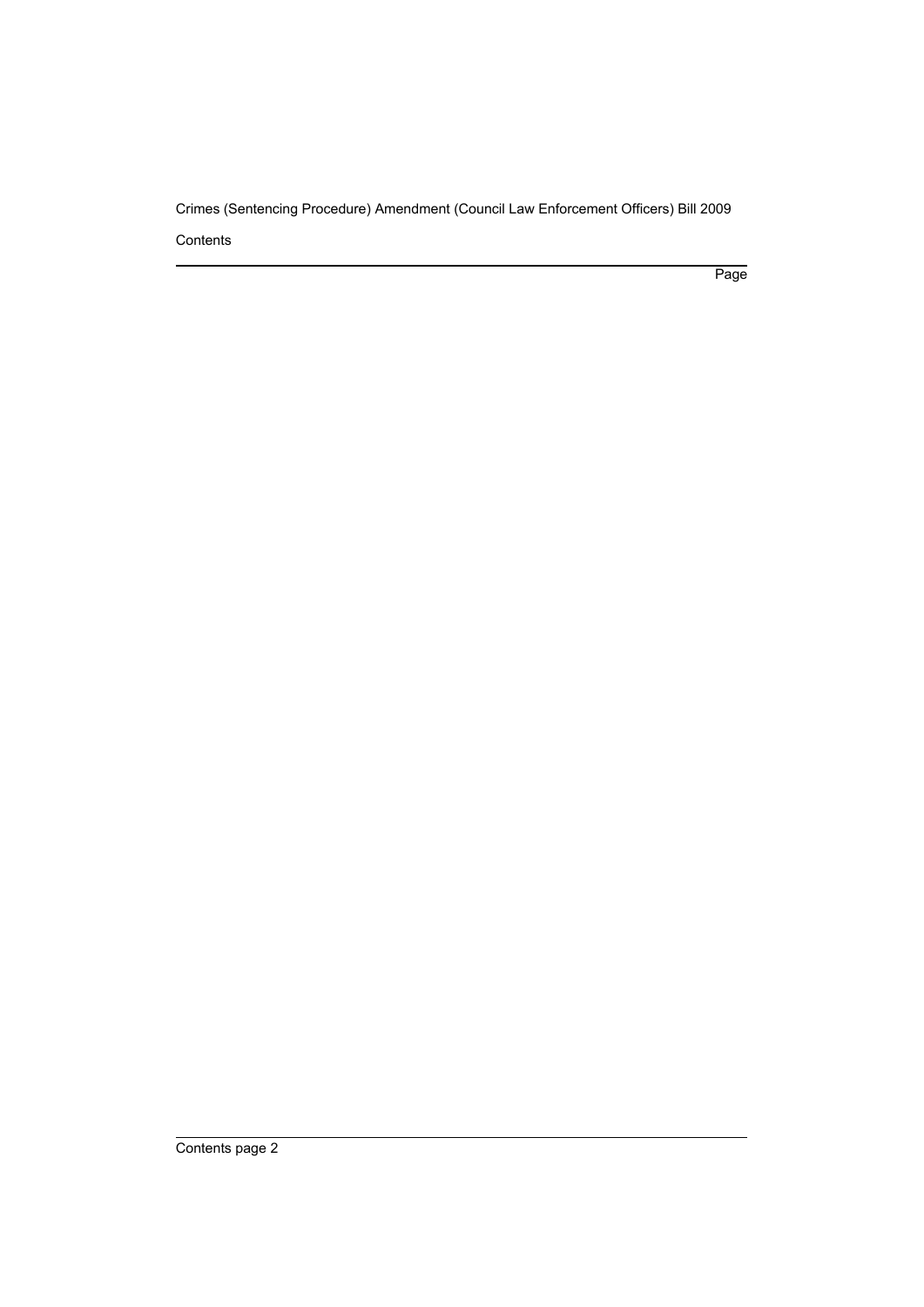Contents

Page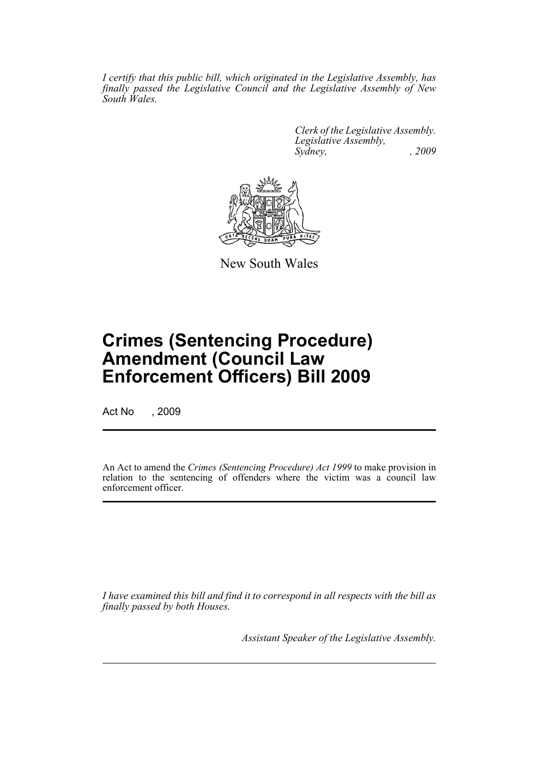*I certify that this public bill, which originated in the Legislative Assembly, has finally passed the Legislative Council and the Legislative Assembly of New South Wales.*

*Clerk of the Legislative Assembly.*
*Legislative Assembly,*
*Sydney, , 2009*

New South Wales

# Crimes (Sentencing Procedure) Amendment (Council Law Enforcement Officers) Bill 2009

Act No , 2009

An Act to amend the *Crimes (Sentencing Procedure) Act 1999* to make provision in relation to the sentencing of offenders where the victim was a council law enforcement officer.

*I have examined this bill and find it to correspond in all respects with the bill as finally passed by both Houses.*

*Assistant Speaker of the Legislative Assembly.*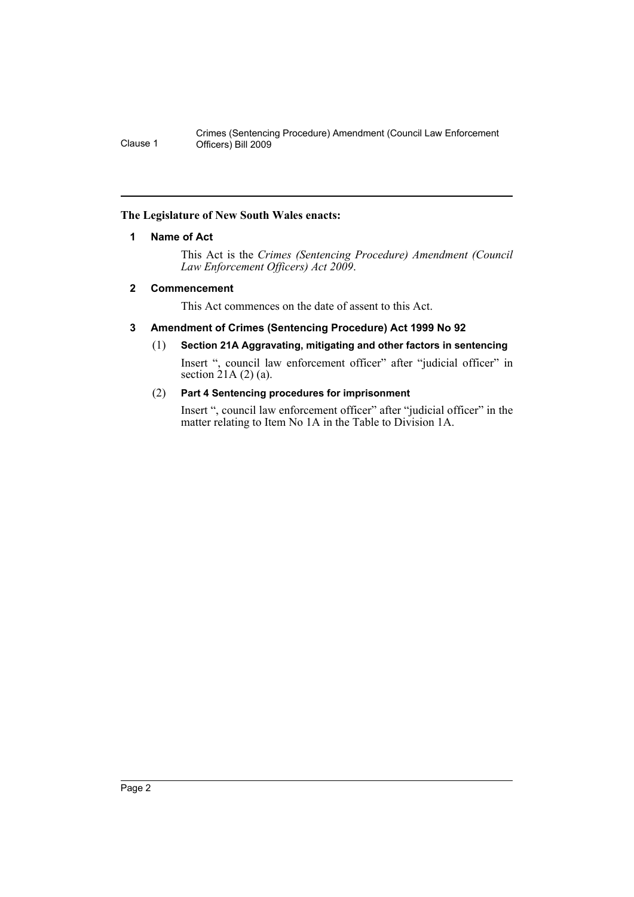**The Legislature of New South Wales enacts:**

### 1 Name of Act

This Act is the *Crimes (Sentencing Procedure) Amendment (Council Law Enforcement Officers) Act 2009*.

### 2 Commencement

This Act commences on the date of assent to this Act.

### 3 Amendment of Crimes (Sentencing Procedure) Act 1999 No 92

(1) **Section 21A Aggravating, mitigating and other factors in sentencing**

Insert ", council law enforcement officer" after "judicial officer" in section 21A (2) (a).

(2) **Part 4 Sentencing procedures for imprisonment**

Insert ", council law enforcement officer" after "judicial officer" in the matter relating to Item No 1A in the Table to Division 1A.